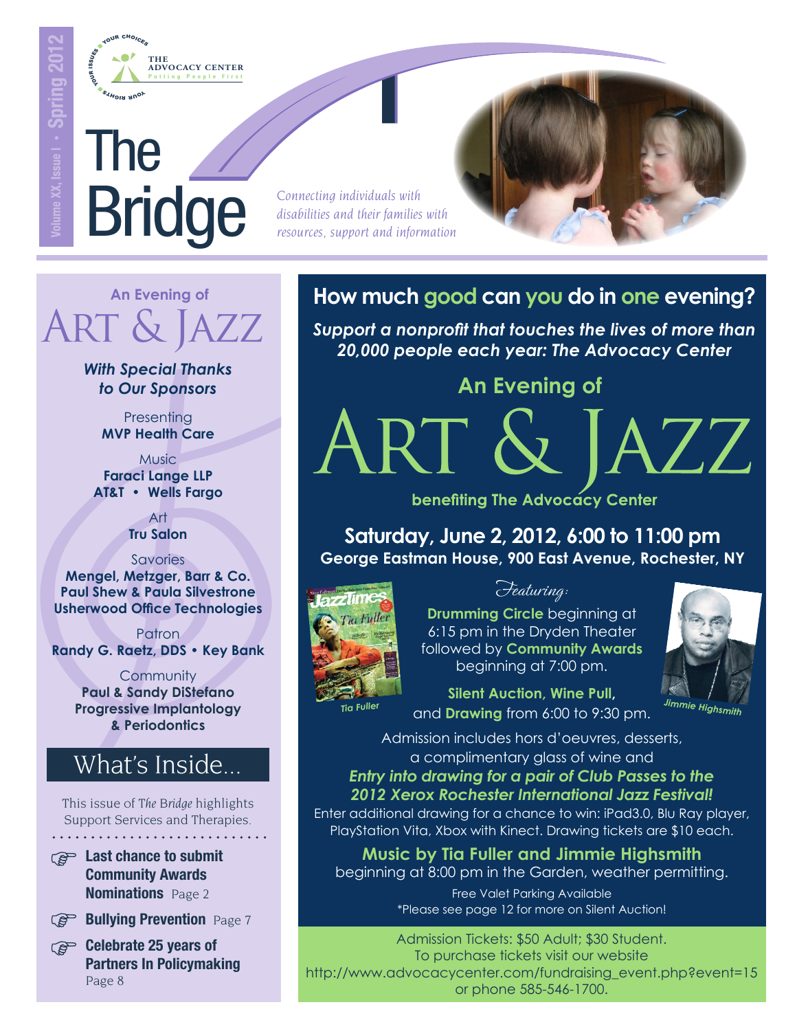Volume XX, Issue I • Spring 2012

THE ADVOCACY CENTER
Putting People First

YOUR CHOICES · YOUR ISSUES · YOUR RIGHTS

# The Bridge

*Connecting individuals with disabilities and their families with resources, support and information*

## An Evening of ART & JAZZ

***With Special Thanks to Our Sponsors***

Presenting
**MVP Health Care**

Music
**Faraci Lange LLP**
**AT&T • Wells Fargo**

Art
**Tru Salon**

Savories
**Mengel, Metzger, Barr & Co.**
**Paul Shew & Paula Silvestrone**
**Usherwood Office Technologies**

Patron
**Randy G. Raetz, DDS • Key Bank**

Community
**Paul & Sandy DiStefano**
**Progressive Implantology & Periodontics**

## What's Inside...

This issue of *The Bridge* highlights Support Services and Therapies.

- **Last chance to submit Community Awards Nominations** Page 2
- **Bullying Prevention** Page 7
- **Celebrate 25 years of Partners In Policymaking** Page 8

## How much good can you do in one evening?

***Support a nonprofit that touches the lives of more than 20,000 people each year: The Advocacy Center***

## An Evening of ART & JAZZ

**benefiting The Advocacy Center**

### Saturday, June 2, 2012, 6:00 to 11:00 pm

**George Eastman House, 900 East Avenue, Rochester, NY**

*Featuring:*

**Drumming Circle** beginning at 6:15 pm in the Dryden Theater followed by **Community Awards** beginning at 7:00 pm.

**Silent Auction, Wine Pull,** and **Drawing** from 6:00 to 9:30 pm.

Tia Fuller

Jimmie Highsmith

Admission includes hors d'oeuvres, desserts, a complimentary glass of wine and

***Entry into drawing for a pair of Club Passes to the 2012 Xerox Rochester International Jazz Festival!***

Enter additional drawing for a chance to win: iPad3.0, Blu Ray player, PlayStation Vita, Xbox with Kinect. Drawing tickets are $10 each.

**Music by Tia Fuller and Jimmie Highsmith**
beginning at 8:00 pm in the Garden, weather permitting.

Free Valet Parking Available
*Please see page 12 for more on Silent Auction!

Admission Tickets: $50 Adult; $30 Student.
To purchase tickets visit our website
http://www.advocacycenter.com/fundraising_event.php?event=15
or phone 585-546-1700.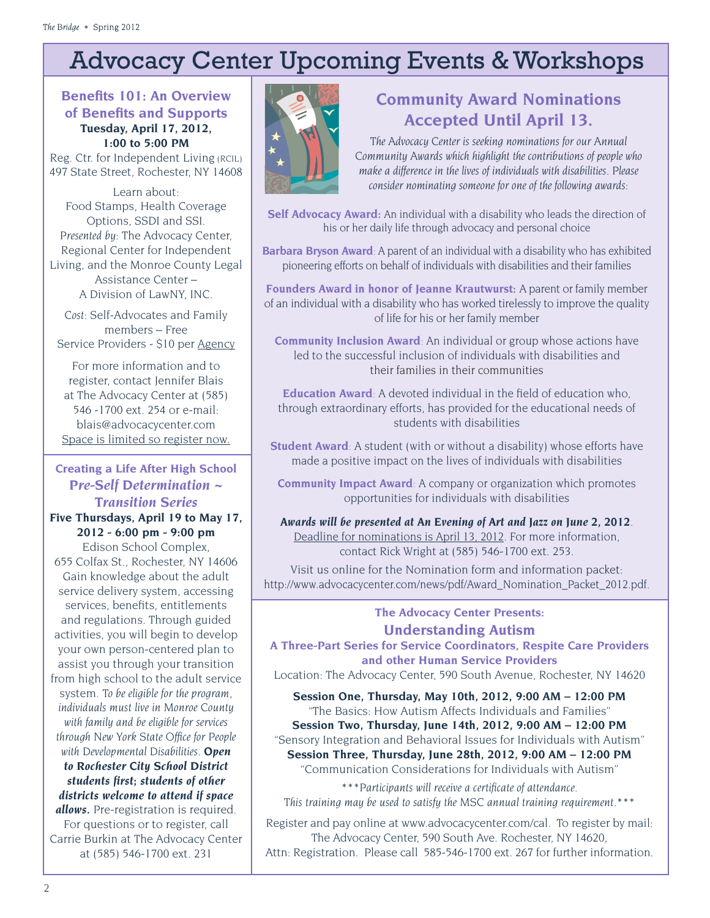# Advocacy Center Upcoming Events & Workshops

## Benefits 101: An Overview of Benefits and Supports

**Tuesday, April 17, 2012, 1:00 to 5:00 PM**

Reg. Ctr. for Independent Living (RCIL)
497 State Street, Rochester, NY 14608

Learn about:
Food Stamps, Health Coverage Options, SSDI and SSI.

*Presented by*: The Advocacy Center, Regional Center for Independent Living, and the Monroe County Legal Assistance Center – A Division of LawNY, INC.

*Cost*: Self-Advocates and Family members – Free
Service Providers - $10 per Agency

For more information and to register, contact Jennifer Blais at The Advocacy Center at (585) 546 -1700 ext. 254 or e-mail: blais@advocacycenter.com
Space is limited so register now.

## Creating a Life After High School *Pre-Self Determination ~ Transition Series*

**Five Thursdays, April 19 to May 17, 2012 - 6:00 pm - 9:00 pm**

Edison School Complex,
655 Colfax St., Rochester, NY 14606

Gain knowledge about the adult service delivery system, accessing services, benefits, entitlements and regulations. Through guided activities, you will begin to develop your own person-centered plan to assist you through your transition from high school to the adult service system. *To be eligible for the program, individuals must live in Monroe County with family and be eligible for services through New York State Office for People with Developmental Disabilities.* ***Open to Rochester City School District students first; students of other districts welcome to attend if space allows.*** Pre-registration is required. For questions or to register, call Carrie Burkin at The Advocacy Center at (585) 546-1700 ext. 231

## Community Award Nominations Accepted Until April 13.

*The Advocacy Center is seeking nominations for our Annual Community Awards which highlight the contributions of people who make a difference in the lives of individuals with disabilities. Please consider nominating someone for one of the following awards:*

**Self Advocacy Award:** An individual with a disability who leads the direction of his or her daily life through advocacy and personal choice

**Barbara Bryson Award**: A parent of an individual with a disability who has exhibited pioneering efforts on behalf of individuals with disabilities and their families

**Founders Award in honor of Jeanne Krautwurst:** A parent or family member of an individual with a disability who has worked tirelessly to improve the quality of life for his or her family member

**Community Inclusion Award**: An individual or group whose actions have led to the successful inclusion of individuals with disabilities and their families in their communities

**Education Award**: A devoted individual in the field of education who, through extraordinary efforts, has provided for the educational needs of students with disabilities

**Student Award**: A student (with or without a disability) whose efforts have made a positive impact on the lives of individuals with disabilities

**Community Impact Award**: A company or organization which promotes opportunities for individuals with disabilities

***Awards will be presented at An Evening of Art and Jazz on June 2, 2012***. Deadline for nominations is April 13, 2012. For more information, contact Rick Wright at (585) 546-1700 ext. 253.

Visit us online for the Nomination form and information packet: http://www.advocacycenter.com/news/pdf/Award_Nomination_Packet_2012.pdf.

## The Advocacy Center Presents: Understanding Autism

### A Three-Part Series for Service Coordinators, Respite Care Providers and other Human Service Providers

Location: The Advocacy Center, 590 South Avenue, Rochester, NY 14620

**Session One, Thursday, May 10th, 2012, 9:00 AM – 12:00 PM**
"The Basics: How Autism Affects Individuals and Families"

**Session Two, Thursday, June 14th, 2012, 9:00 AM – 12:00 PM**
"Sensory Integration and Behavioral Issues for Individuals with Autism"

**Session Three, Thursday, June 28th, 2012, 9:00 AM – 12:00 PM**
"Communication Considerations for Individuals with Autism"

****Participants will receive a certificate of attendance.*
*This training may be used to satisfy the MSC annual training requirement.****

Register and pay online at www.advocacycenter.com/cal. To register by mail: The Advocacy Center, 590 South Ave. Rochester, NY 14620, Attn: Registration. Please call 585-546-1700 ext. 267 for further information.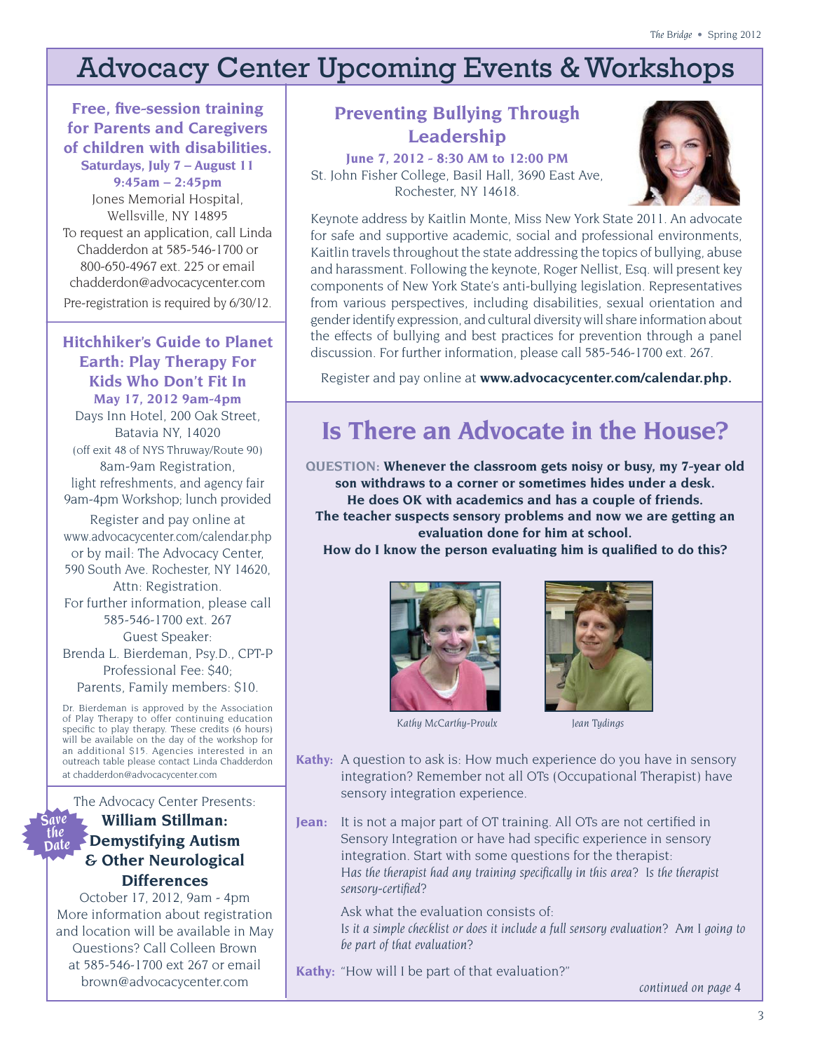# Advocacy Center Upcoming Events & Workshops

### Free, five-session training for Parents and Caregivers of children with disabilities.

**Saturdays, July 7 – August 11**
**9:45am – 2:45pm**

Jones Memorial Hospital, Wellsville, NY 14895

To request an application, call Linda Chadderdon at 585-546-1700 or 800-650-4967 ext. 225 or email chadderdon@advocacycenter.com

Pre-registration is required by 6/30/12.

### Hitchhiker's Guide to Planet Earth: Play Therapy For Kids Who Don't Fit In

**May 17, 2012 9am-4pm**

Days Inn Hotel, 200 Oak Street, Batavia NY, 14020
(off exit 48 of NYS Thruway/Route 90)

8am-9am Registration, light refreshments, and agency fair
9am-4pm Workshop; lunch provided

Register and pay online at www.advocacycenter.com/calendar.php or by mail: The Advocacy Center, 590 South Ave. Rochester, NY 14620, Attn: Registration.

For further information, please call 585-546-1700 ext. 267

Guest Speaker:
Brenda L. Bierdeman, Psy.D., CPT-P

Professional Fee: $40;
Parents, Family members: $10.

Dr. Bierdeman is approved by the Association of Play Therapy to offer continuing education specific to play therapy. These credits (6 hours) will be available on the day of the workshop for an additional $15. Agencies interested in an outreach table please contact Linda Chadderdon at chadderdon@advocacycenter.com

Save the Date

The Advocacy Center Presents:

### William Stillman: Demystifying Autism & Other Neurological Differences

October 17, 2012, 9am - 4pm

More information about registration and location will be available in May

Questions? Call Colleen Brown at 585-546-1700 ext 267 or email brown@advocacycenter.com

### Preventing Bullying Through Leadership

**June 7, 2012 - 8:30 AM to 12:00 PM**

St. John Fisher College, Basil Hall, 3690 East Ave, Rochester, NY 14618.

Keynote address by Kaitlin Monte, Miss New York State 2011. An advocate for safe and supportive academic, social and professional environments, Kaitlin travels throughout the state addressing the topics of bullying, abuse and harassment. Following the keynote, Roger Nellist, Esq. will present key components of New York State's anti-bullying legislation. Representatives from various perspectives, including disabilities, sexual orientation and gender identify expression, and cultural diversity will share information about the effects of bullying and best practices for prevention through a panel discussion. For further information, please call 585-546-1700 ext. 267.

Register and pay online at **www.advocacycenter.com/calendar.php.**

## Is There an Advocate in the House?

**QUESTION: Whenever the classroom gets noisy or busy, my 7-year old son withdraws to a corner or sometimes hides under a desk. He does OK with academics and has a couple of friends. The teacher suspects sensory problems and now we are getting an evaluation done for him at school. How do I know the person evaluating him is qualified to do this?**

*Kathy McCarthy-Proulx*

*Jean Tydings*

**Kathy:** A question to ask is: How much experience do you have in sensory integration? Remember not all OTs (Occupational Therapist) have sensory integration experience.

**Jean:** It is not a major part of OT training. All OTs are not certified in Sensory Integration or have had specific experience in sensory integration. Start with some questions for the therapist: *Has the therapist had any training specifically in this area? Is the therapist sensory-certified?*

Ask what the evaluation consists of: *Is it a simple checklist or does it include a full sensory evaluation? Am I going to be part of that evaluation?*

**Kathy:** "How will I be part of that evaluation?"

*continued on page 4*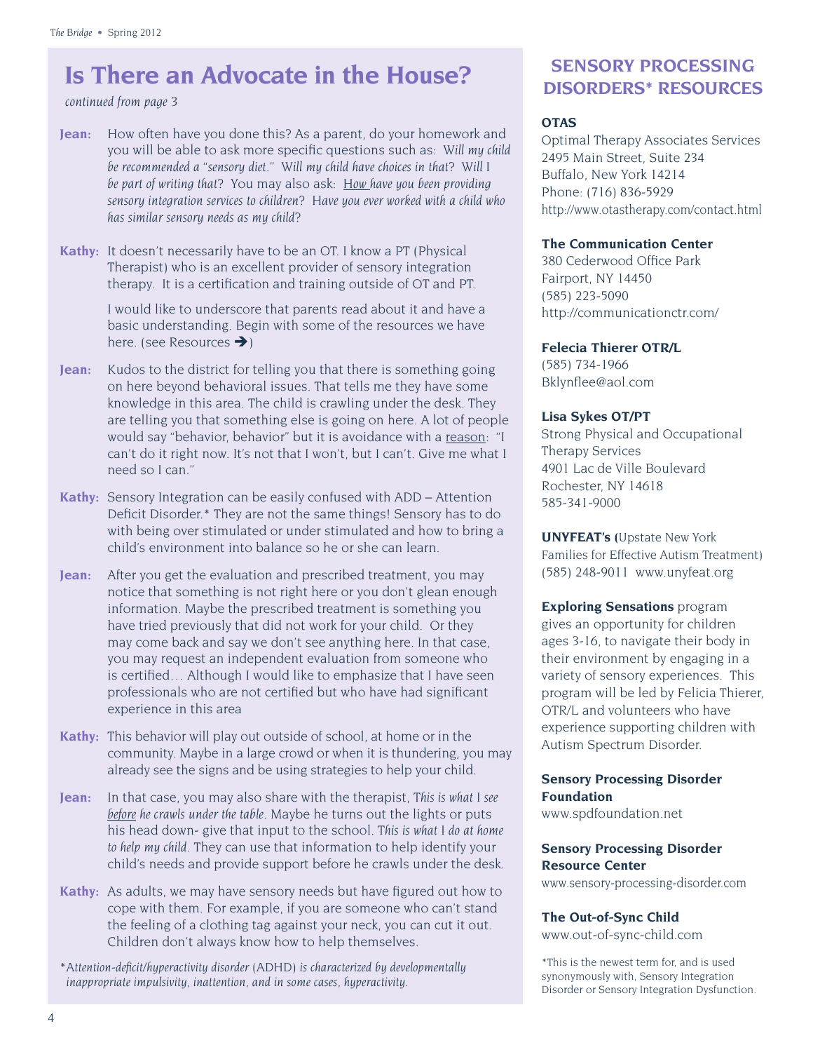## Is There an Advocate in the House?

*continued from page 3*

**Jean:** How often have you done this? As a parent, do your homework and you will be able to ask more specific questions such as: *Will my child be recommended a "sensory diet." Will my child have choices in that? Will I be part of writing that?* You may also ask: *How have you been providing sensory integration services to children? Have you ever worked with a child who has similar sensory needs as my child?*

**Kathy:** It doesn't necessarily have to be an OT. I know a PT (Physical Therapist) who is an excellent provider of sensory integration therapy. It is a certification and training outside of OT and PT.

I would like to underscore that parents read about it and have a basic understanding. Begin with some of the resources we have here. (see Resources ➔)

**Jean:** Kudos to the district for telling you that there is something going on here beyond behavioral issues. That tells me they have some knowledge in this area. The child is crawling under the desk. They are telling you that something else is going on here. A lot of people would say "behavior, behavior" but it is avoidance with a reason: "I can't do it right now. It's not that I won't, but I can't. Give me what I need so I can."

**Kathy:** Sensory Integration can be easily confused with ADD – Attention Deficit Disorder.* They are not the same things! Sensory has to do with being over stimulated or under stimulated and how to bring a child's environment into balance so he or she can learn.

**Jean:** After you get the evaluation and prescribed treatment, you may notice that something is not right here or you don't glean enough information. Maybe the prescribed treatment is something you have tried previously that did not work for your child. Or they may come back and say we don't see anything here. In that case, you may request an independent evaluation from someone who is certified… Although I would like to emphasize that I have seen professionals who are not certified but who have had significant experience in this area

**Kathy:** This behavior will play out outside of school, at home or in the community. Maybe in a large crowd or when it is thundering, you may already see the signs and be using strategies to help your child.

**Jean:** In that case, you may also share with the therapist, *This is what I see before he crawls under the table*. Maybe he turns out the lights or puts his head down- give that input to the school. *This is what I do at home to help my child*. They can use that information to help identify your child's needs and provide support before he crawls under the desk.

**Kathy:** As adults, we may have sensory needs but have figured out how to cope with them. For example, if you are someone who can't stand the feeling of a clothing tag against your neck, you can cut it out. Children don't always know how to help themselves.

**Attention-deficit/hyperactivity disorder* (ADHD) *is characterized by developmentally inappropriate impulsivity, inattention, and in some cases, hyperactivity.*

## SENSORY PROCESSING DISORDERS* RESOURCES

**OTAS**
Optimal Therapy Associates Services
2495 Main Street, Suite 234
Buffalo, New York 14214
Phone: (716) 836-5929
http://www.otastherapy.com/contact.html

**The Communication Center**
380 Cederwood Office Park
Fairport, NY 14450
(585) 223-5090
http://communicationctr.com/

**Felecia Thierer OTR/L**
(585) 734-1966
Bklynflee@aol.com

**Lisa Sykes OT/PT**
Strong Physical and Occupational Therapy Services
4901 Lac de Ville Boulevard
Rochester, NY 14618
585-341-9000

**UNYFEAT's (**Upstate New York Families for Effective Autism Treatment)
(585) 248-9011 www.unyfeat.org

**Exploring Sensations** program gives an opportunity for children ages 3-16, to navigate their body in their environment by engaging in a variety of sensory experiences. This program will be led by Felicia Thierer, OTR/L and volunteers who have experience supporting children with Autism Spectrum Disorder.

**Sensory Processing Disorder Foundation**
www.spdfoundation.net

**Sensory Processing Disorder Resource Center**
www.sensory-processing-disorder.com

**The Out-of-Sync Child**
www.out-of-sync-child.com

*This is the newest term for, and is used synonymously with, Sensory Integration Disorder or Sensory Integration Dysfunction.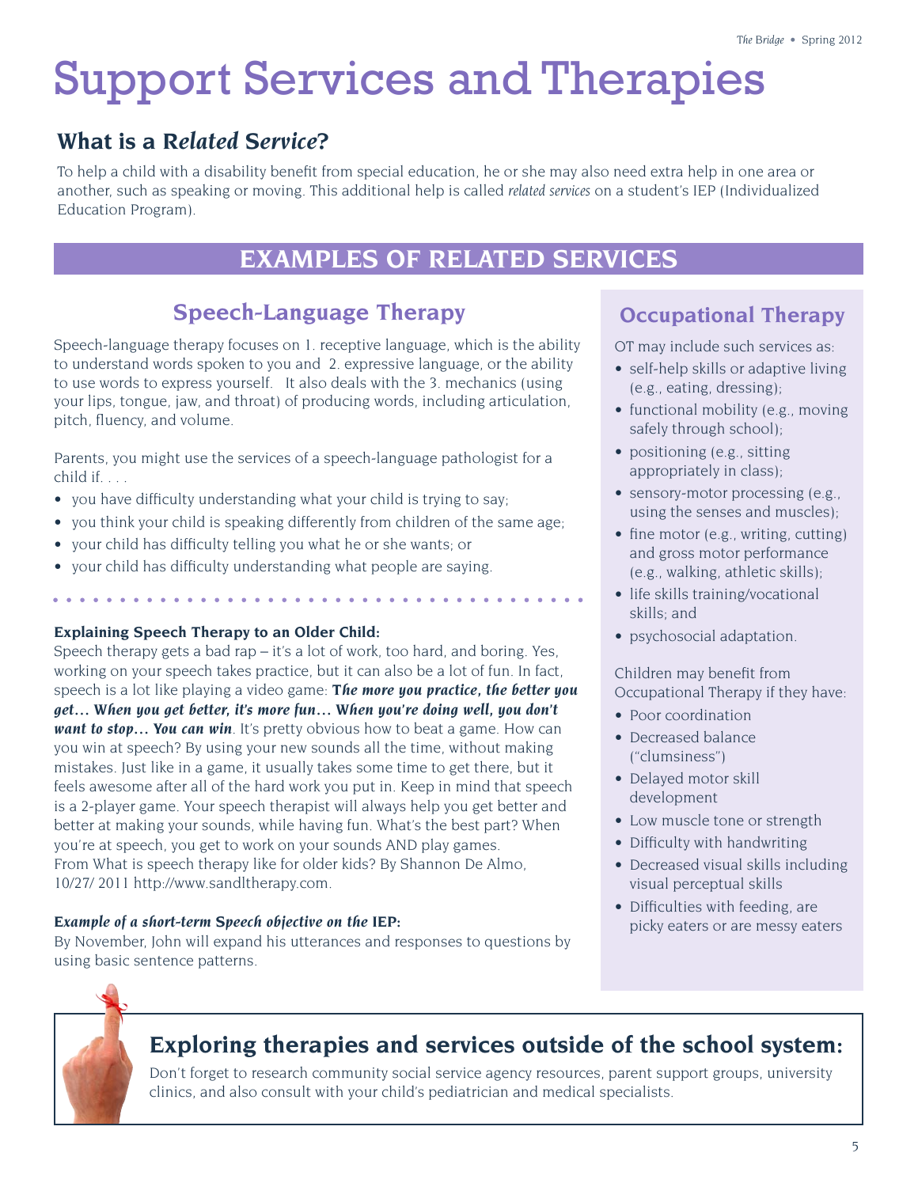// Support Services and Therapies

## What is a *Related Service*?

To help a child with a disability benefit from special education, he or she may also need extra help in one area or another, such as speaking or moving. This additional help is called *related services* on a student's IEP (Individualized Education Program).

## EXAMPLES OF RELATED SERVICES

### Speech-Language Therapy

Speech-language therapy focuses on 1. receptive language, which is the ability to understand words spoken to you and 2. expressive language, or the ability to use words to express yourself. It also deals with the 3. mechanics (using your lips, tongue, jaw, and throat) of producing words, including articulation, pitch, fluency, and volume.

Parents, you might use the services of a speech-language pathologist for a child if. . . .

- you have difficulty understanding what your child is trying to say;
- you think your child is speaking differently from children of the same age;
- your child has difficulty telling you what he or she wants; or
- your child has difficulty understanding what people are saying.

**Explaining Speech Therapy to an Older Child:**
Speech therapy gets a bad rap – it's a lot of work, too hard, and boring. Yes, working on your speech takes practice, but it can also be a lot of fun. In fact, speech is a lot like playing a video game: ***The more you practice, the better you get… When you get better, it's more fun… When you're doing well, you don't want to stop… You can win***. It's pretty obvious how to beat a game. How can you win at speech? By using your new sounds all the time, without making mistakes. Just like in a game, it usually takes some time to get there, but it feels awesome after all of the hard work you put in. Keep in mind that speech is a 2-player game. Your speech therapist will always help you get better and better at making your sounds, while having fun. What's the best part? When you're at speech, you get to work on your sounds AND play games.
From What is speech therapy like for older kids? By Shannon De Almo, 10/27/ 2011 http://www.sandltherapy.com.

***Example of a short-term Speech objective on the IEP:***
By November, John will expand his utterances and responses to questions by using basic sentence patterns.

### Occupational Therapy

OT may include such services as:

- self-help skills or adaptive living (e.g., eating, dressing);
- functional mobility (e.g., moving safely through school);
- positioning (e.g., sitting appropriately in class);
- sensory-motor processing (e.g., using the senses and muscles);
- fine motor (e.g., writing, cutting) and gross motor performance (e.g., walking, athletic skills);
- life skills training/vocational skills; and
- psychosocial adaptation.

Children may benefit from Occupational Therapy if they have:

- Poor coordination
- Decreased balance ("clumsiness")
- Delayed motor skill development
- Low muscle tone or strength
- Difficulty with handwriting
- Decreased visual skills including visual perceptual skills
- Difficulties with feeding, are picky eaters or are messy eaters

## Exploring therapies and services outside of the school system:

Don't forget to research community social service agency resources, parent support groups, university clinics, and also consult with your child's pediatrician and medical specialists.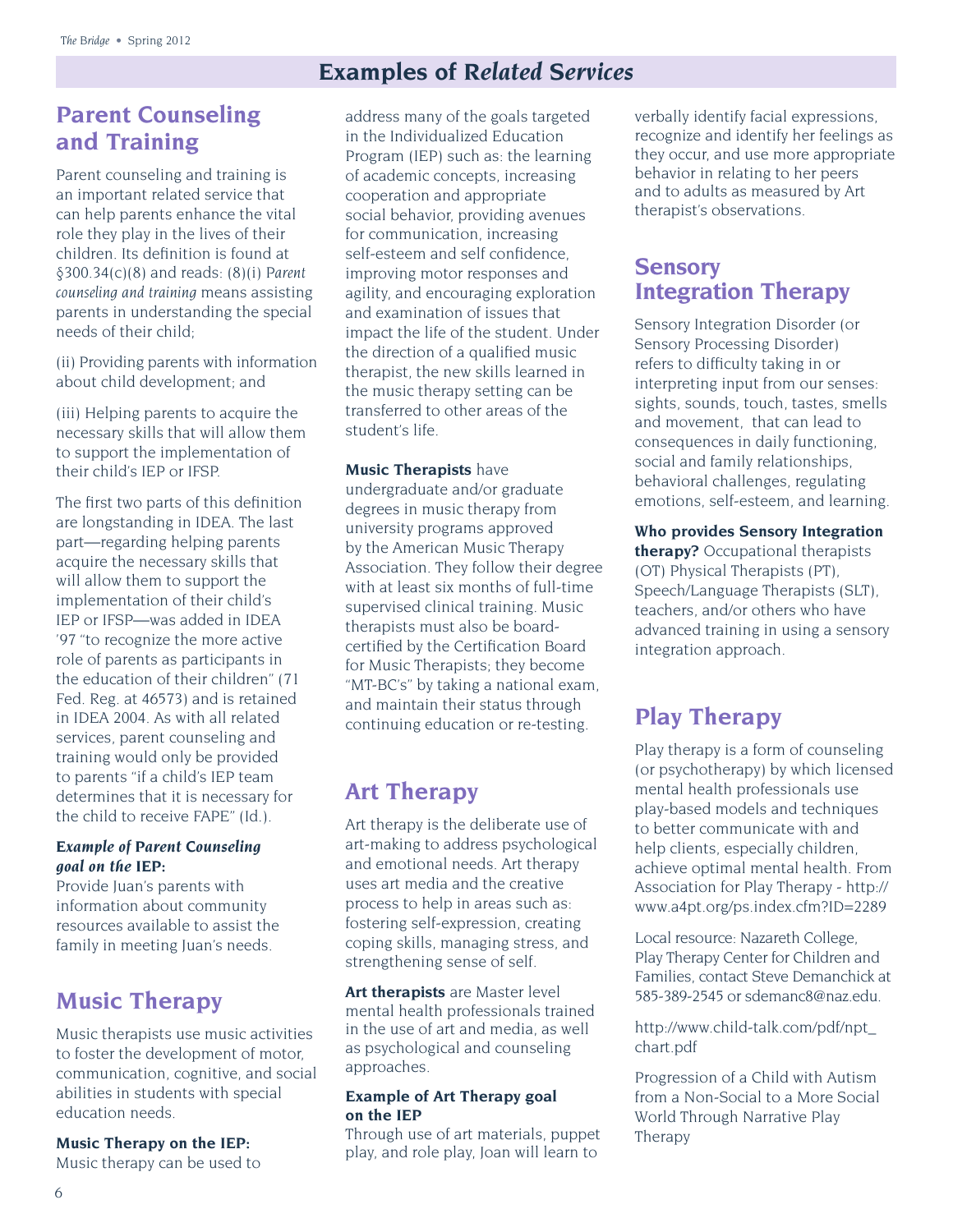# Examples of *Related Services*

## Parent Counseling and Training

Parent counseling and training is an important related service that can help parents enhance the vital role they play in the lives of their children. Its definition is found at §300.34(c)(8) and reads: (8)(i) *Parent counseling and training* means assisting parents in understanding the special needs of their child;

(ii) Providing parents with information about child development; and

(iii) Helping parents to acquire the necessary skills that will allow them to support the implementation of their child's IEP or IFSP.

The first two parts of this definition are longstanding in IDEA. The last part—regarding helping parents acquire the necessary skills that will allow them to support the implementation of their child's IEP or IFSP—was added in IDEA '97 "to recognize the more active role of parents as participants in the education of their children" (71 Fed. Reg. at 46573) and is retained in IDEA 2004. As with all related services, parent counseling and training would only be provided to parents "if a child's IEP team determines that it is necessary for the child to receive FAPE" (Id.).

***Example of Parent Counseling goal on the* IEP:**
Provide Juan's parents with information about community resources available to assist the family in meeting Juan's needs.

## Music Therapy

Music therapists use music activities to foster the development of motor, communication, cognitive, and social abilities in students with special education needs.

**Music Therapy on the IEP:**
Music therapy can be used to address many of the goals targeted in the Individualized Education Program (IEP) such as: the learning of academic concepts, increasing cooperation and appropriate social behavior, providing avenues for communication, increasing self-esteem and self confidence, improving motor responses and agility, and encouraging exploration and examination of issues that impact the life of the student. Under the direction of a qualified music therapist, the new skills learned in the music therapy setting can be transferred to other areas of the student's life.

**Music Therapists** have undergraduate and/or graduate degrees in music therapy from university programs approved by the American Music Therapy Association. They follow their degree with at least six months of full-time supervised clinical training. Music therapists must also be board-certified by the Certification Board for Music Therapists; they become "MT-BC's" by taking a national exam, and maintain their status through continuing education or re-testing.

## Art Therapy

Art therapy is the deliberate use of art-making to address psychological and emotional needs. Art therapy uses art media and the creative process to help in areas such as: fostering self-expression, creating coping skills, managing stress, and strengthening sense of self.

**Art therapists** are Master level mental health professionals trained in the use of art and media, as well as psychological and counseling approaches.

**Example of Art Therapy goal on the IEP**
Through use of art materials, puppet play, and role play, Joan will learn to verbally identify facial expressions, recognize and identify her feelings as they occur, and use more appropriate behavior in relating to her peers and to adults as measured by Art therapist's observations.

## Sensory Integration Therapy

Sensory Integration Disorder (or Sensory Processing Disorder) refers to difficulty taking in or interpreting input from our senses: sights, sounds, touch, tastes, smells and movement, that can lead to consequences in daily functioning, social and family relationships, behavioral challenges, regulating emotions, self-esteem, and learning.

**Who provides Sensory Integration therapy?** Occupational therapists (OT) Physical Therapists (PT), Speech/Language Therapists (SLT), teachers, and/or others who have advanced training in using a sensory integration approach.

## Play Therapy

Play therapy is a form of counseling (or psychotherapy) by which licensed mental health professionals use play-based models and techniques to better communicate with and help clients, especially children, achieve optimal mental health. From Association for Play Therapy - http://www.a4pt.org/ps.index.cfm?ID=2289

Local resource: Nazareth College, Play Therapy Center for Children and Families, contact Steve Demanchick at 585-389-2545 or sdemanc8@naz.edu.

http://www.child-talk.com/pdf/npt_chart.pdf

Progression of a Child with Autism from a Non-Social to a More Social World Through Narrative Play Therapy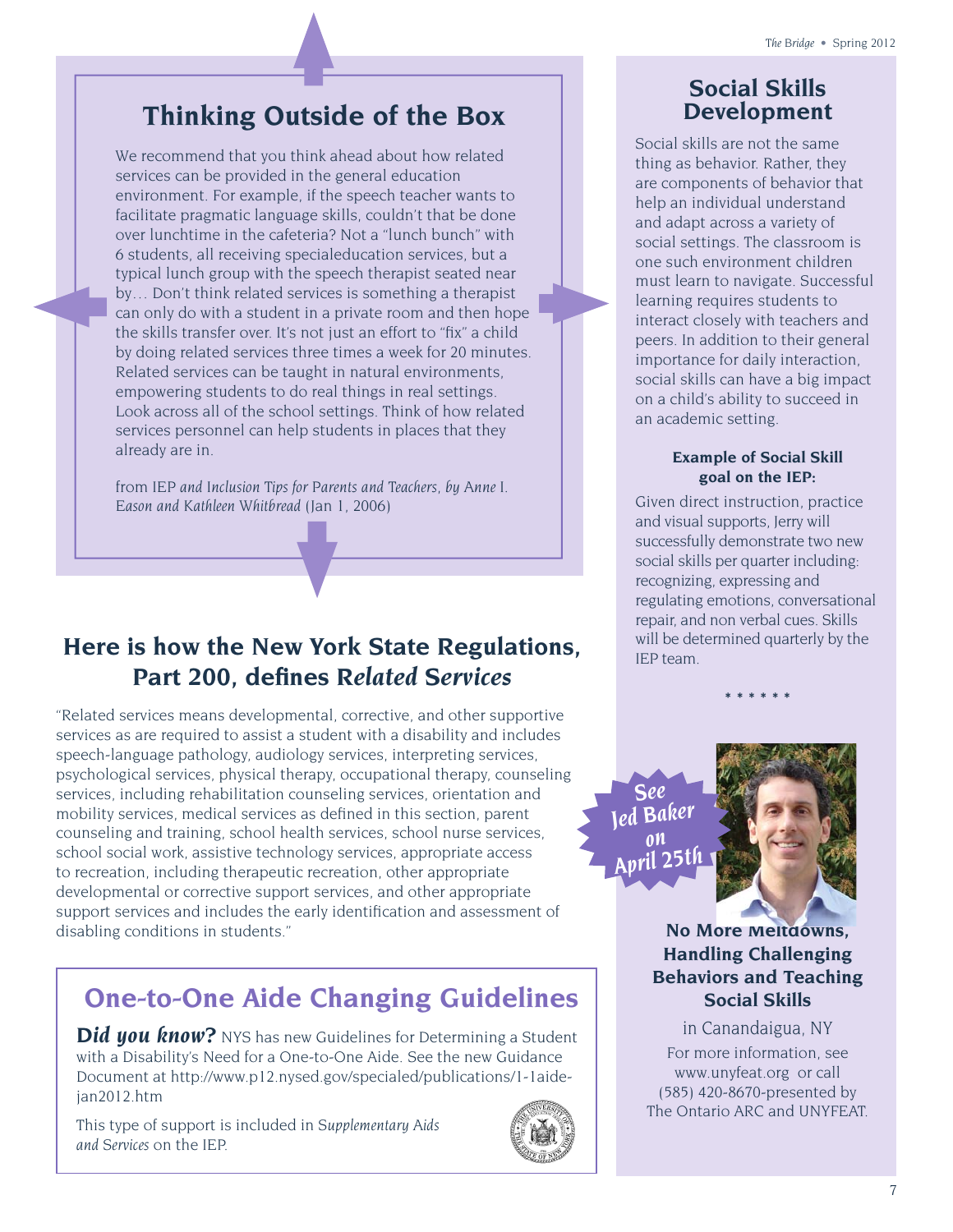## Thinking Outside of the Box

We recommend that you think ahead about how related services can be provided in the general education environment. For example, if the speech teacher wants to facilitate pragmatic language skills, couldn't that be done over lunchtime in the cafeteria? Not a "lunch bunch" with 6 students, all receiving specialeducation services, but a typical lunch group with the speech therapist seated near by… Don't think related services is something a therapist can only do with a student in a private room and then hope the skills transfer over. It's not just an effort to "fix" a child by doing related services three times a week for 20 minutes. Related services can be taught in natural environments, empowering students to do real things in real settings. Look across all of the school settings. Think of how related services personnel can help students in places that they already are in.

from IEP *and Inclusion Tips for Parents and Teachers, by* Anne I. *Eason and Kathleen Whitbread* (Jan 1, 2006)

## Here is how the New York State Regulations, Part 200, defines *Related Services*

"Related services means developmental, corrective, and other supportive services as are required to assist a student with a disability and includes speech-language pathology, audiology services, interpreting services, psychological services, physical therapy, occupational therapy, counseling services, including rehabilitation counseling services, orientation and mobility services, medical services as defined in this section, parent counseling and training, school health services, school nurse services, school social work, assistive technology services, appropriate access to recreation, including therapeutic recreation, other appropriate developmental or corrective support services, and other appropriate support services and includes the early identification and assessment of disabling conditions in students."

## One-to-One Aide Changing Guidelines

***Did you know?*** NYS has new Guidelines for Determining a Student with a Disability's Need for a One-to-One Aide. See the new Guidance Document at http://www.p12.nysed.gov/specialed/publications/1-1aide-jan2012.htm

This type of support is included in *Supplementary Aids and Services* on the IEP.

## Social Skills Development

Social skills are not the same thing as behavior. Rather, they are components of behavior that help an individual understand and adapt across a variety of social settings. The classroom is one such environment children must learn to navigate. Successful learning requires students to interact closely with teachers and peers. In addition to their general importance for daily interaction, social skills can have a big impact on a child's ability to succeed in an academic setting.

### Example of Social Skill goal on the IEP:

Given direct instruction, practice and visual supports, Jerry will successfully demonstrate two new social skills per quarter including: recognizing, expressing and regulating emotions, conversational repair, and non verbal cues. Skills will be determined quarterly by the IEP team.

\* \* \* \* \* \*

**See Jed Baker on April 25th**

**No More Meltdowns, Handling Challenging Behaviors and Teaching Social Skills**

in Canandaigua, NY

For more information, see www.unyfeat.org or call (585) 420-8670-presented by The Ontario ARC and UNYFEAT.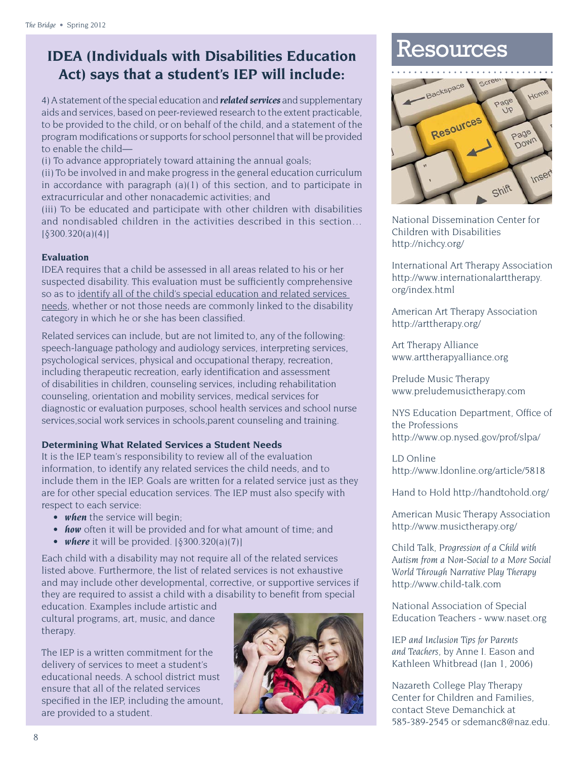## IDEA (Individuals with Disabilities Education Act) says that a student's IEP will include:

4) A statement of the special education and ***related services*** and supplementary aids and services, based on peer-reviewed research to the extent practicable, to be provided to the child, or on behalf of the child, and a statement of the program modifications or supports for school personnel that will be provided to enable the child—

(i) To advance appropriately toward attaining the annual goals;

(ii) To be involved in and make progress in the general education curriculum in accordance with paragraph (a)(1) of this section, and to participate in extracurricular and other nonacademic activities; and

(iii) To be educated and participate with other children with disabilities and nondisabled children in the activities described in this section… [§300.320(a)(4)]

**Evaluation**

IDEA requires that a child be assessed in all areas related to his or her suspected disability. This evaluation must be sufficiently comprehensive so as to identify all of the child's special education and related services needs, whether or not those needs are commonly linked to the disability category in which he or she has been classified.

Related services can include, but are not limited to, any of the following: speech-language pathology and audiology services, interpreting services, psychological services, physical and occupational therapy, recreation, including therapeutic recreation, early identification and assessment of disabilities in children, counseling services, including rehabilitation counseling, orientation and mobility services, medical services for diagnostic or evaluation purposes, school health services and school nurse services,social work services in schools,parent counseling and training.

**Determining What Related Services a Student Needs**

It is the IEP team's responsibility to review all of the evaluation information, to identify any related services the child needs, and to include them in the IEP. Goals are written for a related service just as they are for other special education services. The IEP must also specify with respect to each service:

- ***when*** the service will begin;
- ***how*** often it will be provided and for what amount of time; and
- ***where*** it will be provided. [§300.320(a)(7)]

Each child with a disability may not require all of the related services listed above. Furthermore, the list of related services is not exhaustive and may include other developmental, corrective, or supportive services if they are required to assist a child with a disability to benefit from special education. Examples include artistic and cultural programs, art, music, and dance therapy.

The IEP is a written commitment for the delivery of services to meet a student's educational needs. A school district must ensure that all of the related services specified in the IEP, including the amount, are provided to a student.

# Resources

National Dissemination Center for Children with Disabilities
http://nichcy.org/

International Art Therapy Association
http://www.internationalarttherapy.org/index.html

American Art Therapy Association
http://arttherapy.org/

Art Therapy Alliance
www.arttherapyalliance.org

Prelude Music Therapy
www.preludemusictherapy.com

NYS Education Department, Office of the Professions
http://www.op.nysed.gov/prof/slpa/

LD Online
http://www.ldonline.org/article/5818

Hand to Hold http://handtohold.org/

American Music Therapy Association
http://www.musictherapy.org/

Child Talk, *Progression of a Child with Autism from a Non-Social to a More Social World Through Narrative Play Therapy*
http://www.child-talk.com

National Association of Special Education Teachers - www.naset.org

*IEP and Inclusion Tips for Parents and Teachers*, by Anne I. Eason and Kathleen Whitbread (Jan 1, 2006)

Nazareth College Play Therapy Center for Children and Families, contact Steve Demanchick at 585-389-2545 or sdemanc8@naz.edu.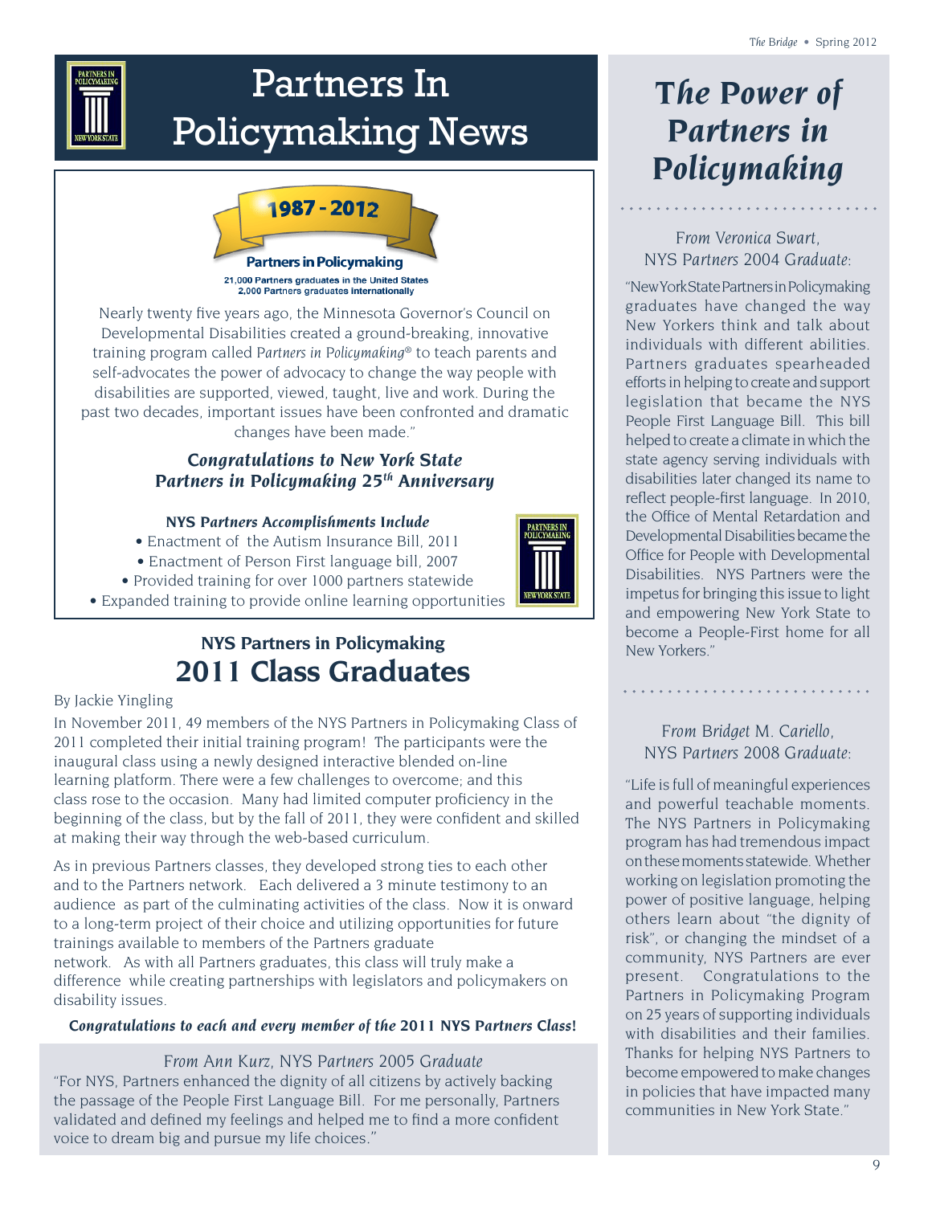# Partners In Policymaking News

**1987 - 2012**

**Partners in Policymaking**

21,000 Partners graduates in the United States
2,000 Partners graduates internationally

Nearly twenty five years ago, the Minnesota Governor's Council on Developmental Disabilities created a ground-breaking, innovative training program called *Partners in Policymaking*® to teach parents and self-advocates the power of advocacy to change the way people with disabilities are supported, viewed, taught, live and work. During the past two decades, important issues have been confronted and dramatic changes have been made."

***Congratulations to New York State Partners in Policymaking 25th Anniversary***

**NYS *Partners Accomplishments* Include**

- Enactment of the Autism Insurance Bill, 2011
- Enactment of Person First language bill, 2007
- Provided training for over 1000 partners statewide
- Expanded training to provide online learning opportunities

## NYS Partners in Policymaking 2011 Class Graduates

By Jackie Yingling

In November 2011, 49 members of the NYS Partners in Policymaking Class of 2011 completed their initial training program! The participants were the inaugural class using a newly designed interactive blended on-line learning platform. There were a few challenges to overcome; and this class rose to the occasion. Many had limited computer proficiency in the beginning of the class, but by the fall of 2011, they were confident and skilled at making their way through the web-based curriculum.

As in previous Partners classes, they developed strong ties to each other and to the Partners network. Each delivered a 3 minute testimony to an audience as part of the culminating activities of the class. Now it is onward to a long-term project of their choice and utilizing opportunities for future trainings available to members of the Partners graduate network. As with all Partners graduates, this class will truly make a difference while creating partnerships with legislators and policymakers on disability issues.

***Congratulations to each and every member of the 2011 NYS Partners Class!***

*From Ann Kurz, NYS Partners 2005 Graduate*

"For NYS, Partners enhanced the dignity of all citizens by actively backing the passage of the People First Language Bill. For me personally, Partners validated and defined my feelings and helped me to find a more confident voice to dream big and pursue my life choices."

## *The Power of Partners in Policymaking*

*From Veronica Swart, NYS Partners 2004 Graduate:*

"New York State Partners in Policymaking graduates have changed the way New Yorkers think and talk about individuals with different abilities. Partners graduates spearheaded efforts in helping to create and support legislation that became the NYS People First Language Bill. This bill helped to create a climate in which the state agency serving individuals with disabilities later changed its name to reflect people-first language. In 2010, the Office of Mental Retardation and Developmental Disabilities became the Office for People with Developmental Disabilities. NYS Partners were the impetus for bringing this issue to light and empowering New York State to become a People-First home for all New Yorkers."

*From Bridget M. Cariello, NYS Partners 2008 Graduate:*

"Life is full of meaningful experiences and powerful teachable moments. The NYS Partners in Policymaking program has had tremendous impact on these moments statewide. Whether working on legislation promoting the power of positive language, helping others learn about "the dignity of risk", or changing the mindset of a community, NYS Partners are ever present. Congratulations to the Partners in Policymaking Program on 25 years of supporting individuals with disabilities and their families. Thanks for helping NYS Partners to become empowered to make changes in policies that have impacted many communities in New York State."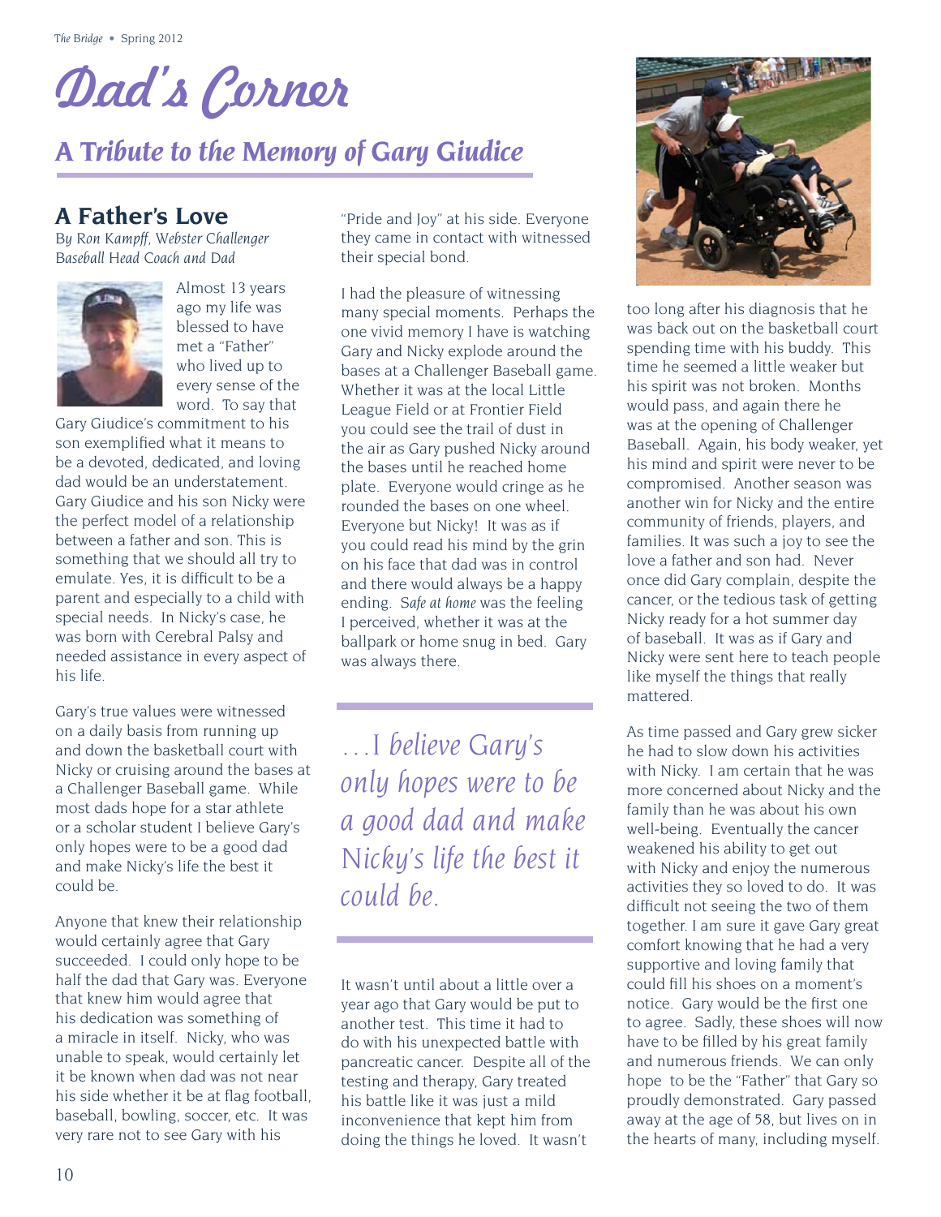# Dad's Corner

## A Tribute to the Memory of Gary Giudice

### A Father's Love

*By Ron Kampff, Webster Challenger Baseball Head Coach and Dad*

Almost 13 years ago my life was blessed to have met a "Father" who lived up to every sense of the word. To say that Gary Giudice's commitment to his son exemplified what it means to be a devoted, dedicated, and loving dad would be an understatement. Gary Giudice and his son Nicky were the perfect model of a relationship between a father and son. This is something that we should all try to emulate. Yes, it is difficult to be a parent and especially to a child with special needs. In Nicky's case, he was born with Cerebral Palsy and needed assistance in every aspect of his life.

Gary's true values were witnessed on a daily basis from running up and down the basketball court with Nicky or cruising around the bases at a Challenger Baseball game. While most dads hope for a star athlete or a scholar student I believe Gary's only hopes were to be a good dad and make Nicky's life the best it could be.

Anyone that knew their relationship would certainly agree that Gary succeeded. I could only hope to be half the dad that Gary was. Everyone that knew him would agree that his dedication was something of a miracle in itself. Nicky, who was unable to speak, would certainly let it be known when dad was not near his side whether it be at flag football, baseball, bowling, soccer, etc. It was very rare not to see Gary with his "Pride and Joy" at his side. Everyone they came in contact with witnessed their special bond.

I had the pleasure of witnessing many special moments. Perhaps the one vivid memory I have is watching Gary and Nicky explode around the bases at a Challenger Baseball game. Whether it was at the local Little League Field or at Frontier Field you could see the trail of dust in the air as Gary pushed Nicky around the bases until he reached home plate. Everyone would cringe as he rounded the bases on one wheel. Everyone but Nicky! It was as if you could read his mind by the grin on his face that dad was in control and there would always be a happy ending. *Safe at home* was the feeling I perceived, whether it was at the ballpark or home snug in bed. Gary was always there.

> *...I believe Gary's only hopes were to be a good dad and make Nicky's life the best it could be.*

It wasn't until about a little over a year ago that Gary would be put to another test. This time it had to do with his unexpected battle with pancreatic cancer. Despite all of the testing and therapy, Gary treated his battle like it was just a mild inconvenience that kept him from doing the things he loved. It wasn't too long after his diagnosis that he was back out on the basketball court spending time with his buddy. This time he seemed a little weaker but his spirit was not broken. Months would pass, and again there he was at the opening of Challenger Baseball. Again, his body weaker, yet his mind and spirit were never to be compromised. Another season was another win for Nicky and the entire community of friends, players, and families. It was such a joy to see the love a father and son had. Never once did Gary complain, despite the cancer, or the tedious task of getting Nicky ready for a hot summer day of baseball. It was as if Gary and Nicky were sent here to teach people like myself the things that really mattered.

As time passed and Gary grew sicker he had to slow down his activities with Nicky. I am certain that he was more concerned about Nicky and the family than he was about his own well-being. Eventually the cancer weakened his ability to get out with Nicky and enjoy the numerous activities they so loved to do. It was difficult not seeing the two of them together. I am sure it gave Gary great comfort knowing that he had a very supportive and loving family that could fill his shoes on a moment's notice. Gary would be the first one to agree. Sadly, these shoes will now have to be filled by his great family and numerous friends. We can only hope to be the "Father" that Gary so proudly demonstrated. Gary passed away at the age of 58, but lives on in the hearts of many, including myself.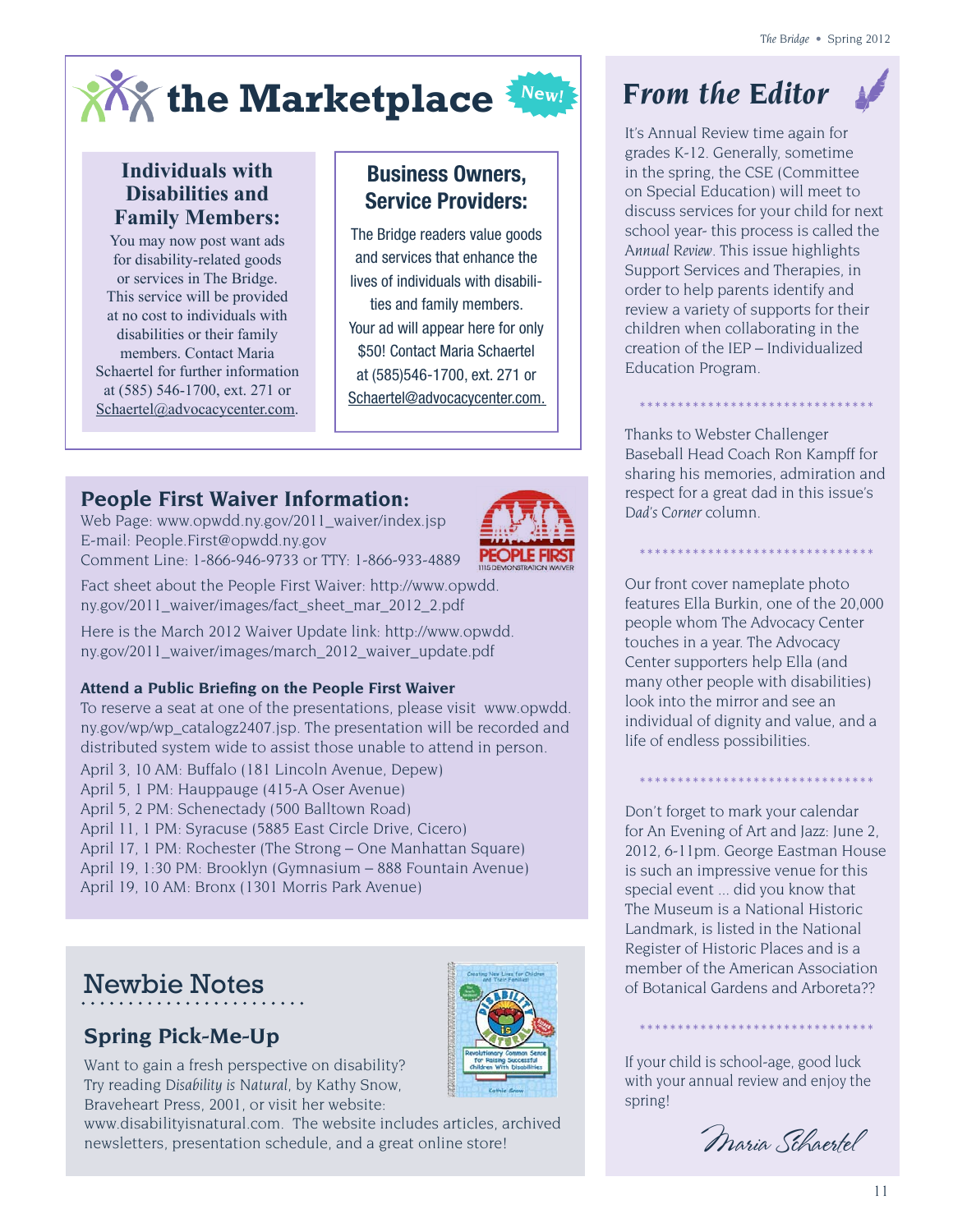# the Marketplace New!

### Individuals with Disabilities and Family Members:

You may now post want ads for disability-related goods or services in The Bridge. This service will be provided at no cost to individuals with disabilities or their family members. Contact Maria Schaertel for further information at (585) 546-1700, ext. 271 or Schaertel@advocacycenter.com.

### Business Owners, Service Providers:

The Bridge readers value goods and services that enhance the lives of individuals with disabilities and family members. Your ad will appear here for only $50! Contact Maria Schaertel at (585)546-1700, ext. 271 or Schaertel@advocacycenter.com.

## People First Waiver Information:

Web Page: www.opwdd.ny.gov/2011_waiver/index.jsp
E-mail: People.First@opwdd.ny.gov
Comment Line: 1-866-946-9733 or TTY: 1-866-933-4889

PEOPLE FIRST 1115 DEMONSTRATION WAIVER

Fact sheet about the People First Waiver: http://www.opwdd.ny.gov/2011_waiver/images/fact_sheet_mar_2012_2.pdf

Here is the March 2012 Waiver Update link: http://www.opwdd.ny.gov/2011_waiver/images/march_2012_waiver_update.pdf

### Attend a Public Briefing on the People First Waiver

To reserve a seat at one of the presentations, please visit www.opwdd.ny.gov/wp/wp_catalogz2407.jsp. The presentation will be recorded and distributed system wide to assist those unable to attend in person.

April 3, 10 AM: Buffalo (181 Lincoln Avenue, Depew)
April 5, 1 PM: Hauppauge (415-A Oser Avenue)
April 5, 2 PM: Schenectady (500 Balltown Road)
April 11, 1 PM: Syracuse (5885 East Circle Drive, Cicero)
April 17, 1 PM: Rochester (The Strong – One Manhattan Square)
April 19, 1:30 PM: Brooklyn (Gymnasium – 888 Fountain Avenue)
April 19, 10 AM: Bronx (1301 Morris Park Avenue)

## Newbie Notes

### Spring Pick-Me-Up

Want to gain a fresh perspective on disability? Try reading *Disability is Natural*, by Kathy Snow, Braveheart Press, 2001, or visit her website: www.disabilityisnatural.com. The website includes articles, archived newsletters, presentation schedule, and a great online store!

## From the Editor

It's Annual Review time again for grades K-12. Generally, sometime in the spring, the CSE (Committee on Special Education) will meet to discuss services for your child for next school year- this process is called the *Annual Review*. This issue highlights Support Services and Therapies, in order to help parents identify and review a variety of supports for their children when collaborating in the creation of the IEP – Individualized Education Program.

*******************************

Thanks to Webster Challenger Baseball Head Coach Ron Kampff for sharing his memories, admiration and respect for a great dad in this issue's *Dad's Corner* column.

*******************************

Our front cover nameplate photo features Ella Burkin, one of the 20,000 people whom The Advocacy Center touches in a year. The Advocacy Center supporters help Ella (and many other people with disabilities) look into the mirror and see an individual of dignity and value, and a life of endless possibilities.

*******************************

Don't forget to mark your calendar for An Evening of Art and Jazz: June 2, 2012, 6-11pm. George Eastman House is such an impressive venue for this special event ... did you know that The Museum is a National Historic Landmark, is listed in the National Register of Historic Places and is a member of the American Association of Botanical Gardens and Arboreta??

*******************************

If your child is school-age, good luck with your annual review and enjoy the spring!

Maria Schaertel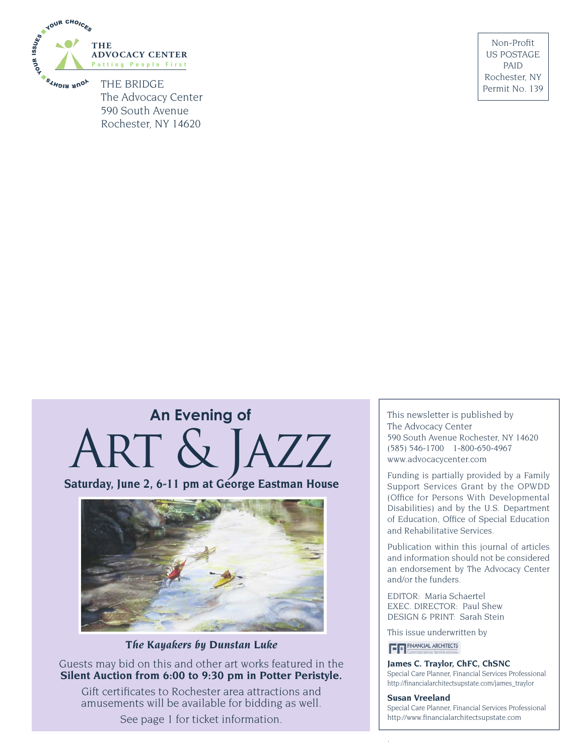YOUR CHOICES · YOUR ISSUES · YOUR RIGHTS

**THE ADVOCACY CENTER**
Putting People First

THE BRIDGE
The Advocacy Center
590 South Avenue
Rochester, NY 14620

Non-Profit
US POSTAGE
PAID
Rochester, NY
Permit No. 139

## An Evening of
# ART & JAZZ

**Saturday, June 2, 6-11 pm at George Eastman House**

***The Kayakers by Dunstan Luke***

Guests may bid on this and other art works featured in the **Silent Auction from 6:00 to 9:30 pm in Potter Peristyle.**

Gift certificates to Rochester area attractions and amusements will be available for bidding as well.

See page 1 for ticket information.

This newsletter is published by
The Advocacy Center
590 South Avenue Rochester, NY 14620
(585) 546-1700 1-800-650-4967
www.advocacycenter.com

Funding is partially provided by a Family Support Services Grant by the OPWDD (Office for Persons With Developmental Disabilities) and by the U.S. Department of Education, Office of Special Education and Rehabilitative Services.

Publication within this journal of articles and information should not be considered an endorsement by The Advocacy Center and/or the funders.

EDITOR: Maria Schaertel
EXEC. DIRECTOR: Paul Shew
DESIGN & PRINT: Sarah Stein

This issue underwritten by

FINANCIAL ARCHITECTS
Customized service. Sensible solutions.

**James C. Traylor, ChFC, ChSNC**
Special Care Planner, Financial Services Professional
http://financialarchitectsupstate.com/james_traylor

**Susan Vreeland**
Special Care Planner, Financial Services Professional
http://www.financialarchitectsupstate.com